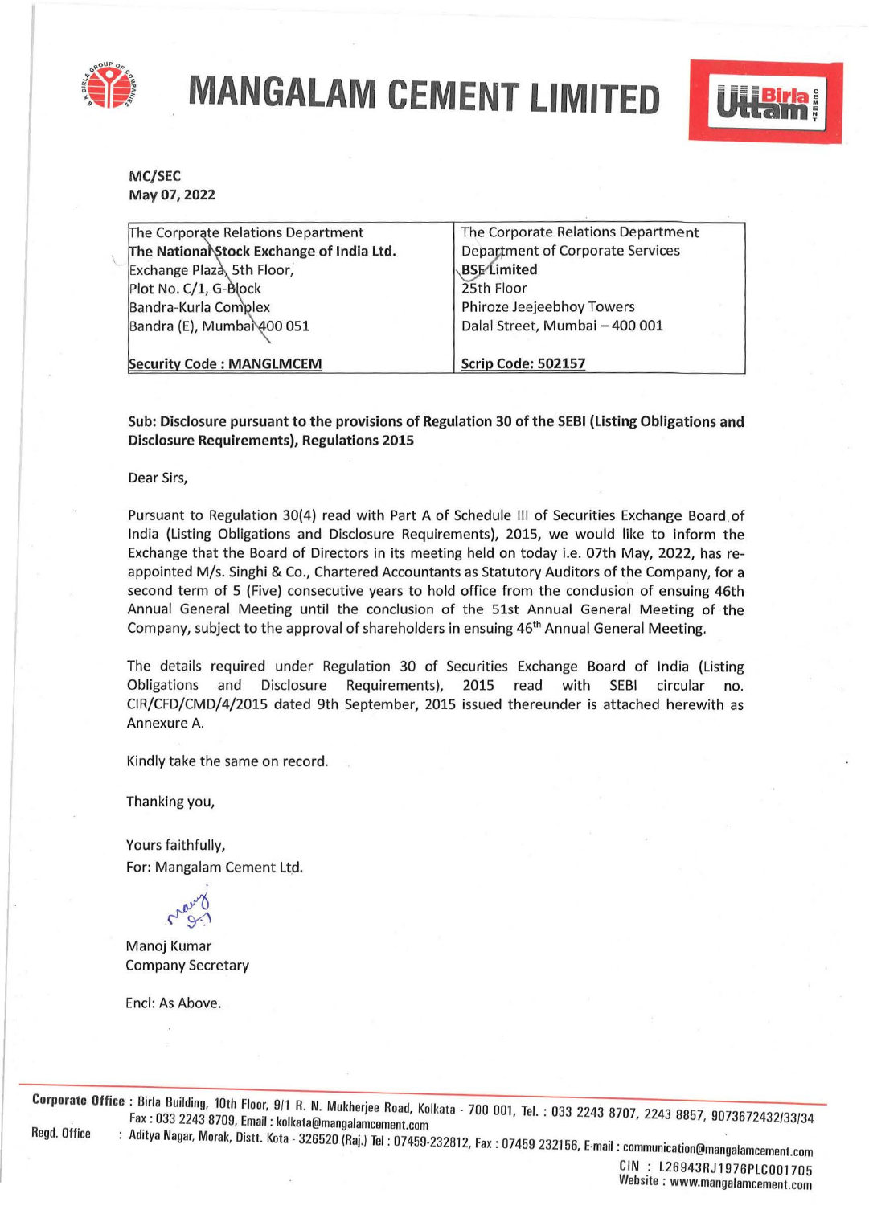# MANGALAM CEMENT LIMITED

MC/SEC
May 07, 2022

| The Corporate Relations Department<br>**The National Stock Exchange of India Ltd.**<br>Exchange Plaza, 5th Floor,<br>Plot No. C/1, G-Block<br>Bandra-Kurla Complex<br>Bandra (E), Mumbai 400 051<br><br>**Security Code : MANGLMCEM** | The Corporate Relations Department<br>Department of Corporate Services<br>**BSE Limited**<br>25th Floor<br>Phiroze Jeejeebhoy Towers<br>Dalal Street, Mumbai – 400 001<br><br>**Scrip Code: 502157** |
|---|---|

**Sub: Disclosure pursuant to the provisions of Regulation 30 of the SEBI (Listing Obligations and Disclosure Requirements), Regulations 2015**

Dear Sirs,

Pursuant to Regulation 30(4) read with Part A of Schedule III of Securities Exchange Board of India (Listing Obligations and Disclosure Requirements), 2015, we would like to inform the Exchange that the Board of Directors in its meeting held on today i.e. 07th May, 2022, has re-appointed M/s. Singhi & Co., Chartered Accountants as Statutory Auditors of the Company, for a second term of 5 (Five) consecutive years to hold office from the conclusion of ensuing 46th Annual General Meeting until the conclusion of the 51st Annual General Meeting of the Company, subject to the approval of shareholders in ensuing 46th Annual General Meeting.

The details required under Regulation 30 of Securities Exchange Board of India (Listing Obligations and Disclosure Requirements), 2015 read with SEBI circular no. CIR/CFD/CMD/4/2015 dated 9th September, 2015 issued thereunder is attached herewith as Annexure A.

Kindly take the same on record.

Thanking you,

Yours faithfully,
For: Mangalam Cement Ltd.

Manoj Kumar
Company Secretary

Encl: As Above.

**Corporate Office** : Birla Building, 10th Floor, 9/1 R. N. Mukherjee Road, Kolkata - 700 001, Tel. : 033 2243 8707, 2243 8857, 9073672432/33/34
Fax : 033 2243 8709, Email : kolkata@mangalamcement.com

**Regd. Office** : Aditya Nagar, Morak, Distt. Kota - 326520 (Raj.) Tel : 07459-232812, Fax : 07459 232156, E-mail : communication@mangalamcement.com

CIN : L26943RJ1976PLC001705
Website : www.mangalamcement.com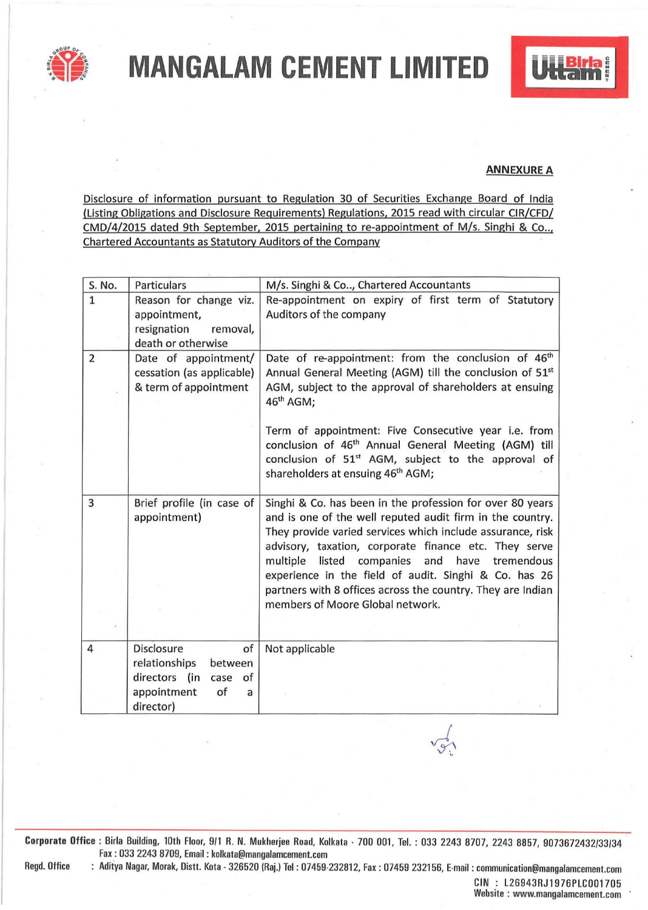# MANGALAM CEMENT LIMITED

**ANNEXURE A**

Disclosure of information pursuant to Regulation 30 of Securities Exchange Board of India (Listing Obligations and Disclosure Requirements) Regulations, 2015 read with circular CIR/CFD/CMD/4/2015 dated 9th September, 2015 pertaining to re-appointment of M/s. Singhi & Co.., Chartered Accountants as Statutory Auditors of the Company

| S. No. | Particulars | M/s. Singhi & Co.., Chartered Accountants |
|---|---|---|
| 1 | Reason for change viz. appointment, resignation removal, death or otherwise | Re-appointment on expiry of first term of Statutory Auditors of the company |
| 2 | Date of appointment/ cessation (as applicable) & term of appointment | Date of re-appointment: from the conclusion of 46th Annual General Meeting (AGM) till the conclusion of 51st AGM, subject to the approval of shareholders at ensuing 46th AGM;<br><br>Term of appointment: Five Consecutive year i.e. from conclusion of 46th Annual General Meeting (AGM) till conclusion of 51st AGM, subject to the approval of shareholders at ensuing 46th AGM; |
| 3 | Brief profile (in case of appointment) | Singhi & Co. has been in the profession for over 80 years and is one of the well reputed audit firm in the country. They provide varied services which include assurance, risk advisory, taxation, corporate finance etc. They serve multiple listed companies and have tremendous experience in the field of audit. Singhi & Co. has 26 partners with 8 offices across the country. They are Indian members of Moore Global network. |
| 4 | Disclosure of relationships between directors (in case of appointment of a director) | Not applicable |

**Corporate Office** : Birla Building, 10th Floor, 9/1 R. N. Mukherjee Road, Kolkata - 700 001, Tel. : 033 2243 8707, 2243 8857, 9073672432/33/34 Fax : 033 2243 8709, Email : kolkata@mangalamcement.com

**Regd. Office** : Aditya Nagar, Morak, Distt. Kota - 326520 (Raj.) Tel : 07459-232812, Fax : 07459 232156, E-mail : communication@mangalamcement.com

CIN : L26943RJ1976PLC001705
Website : www.mangalamcement.com